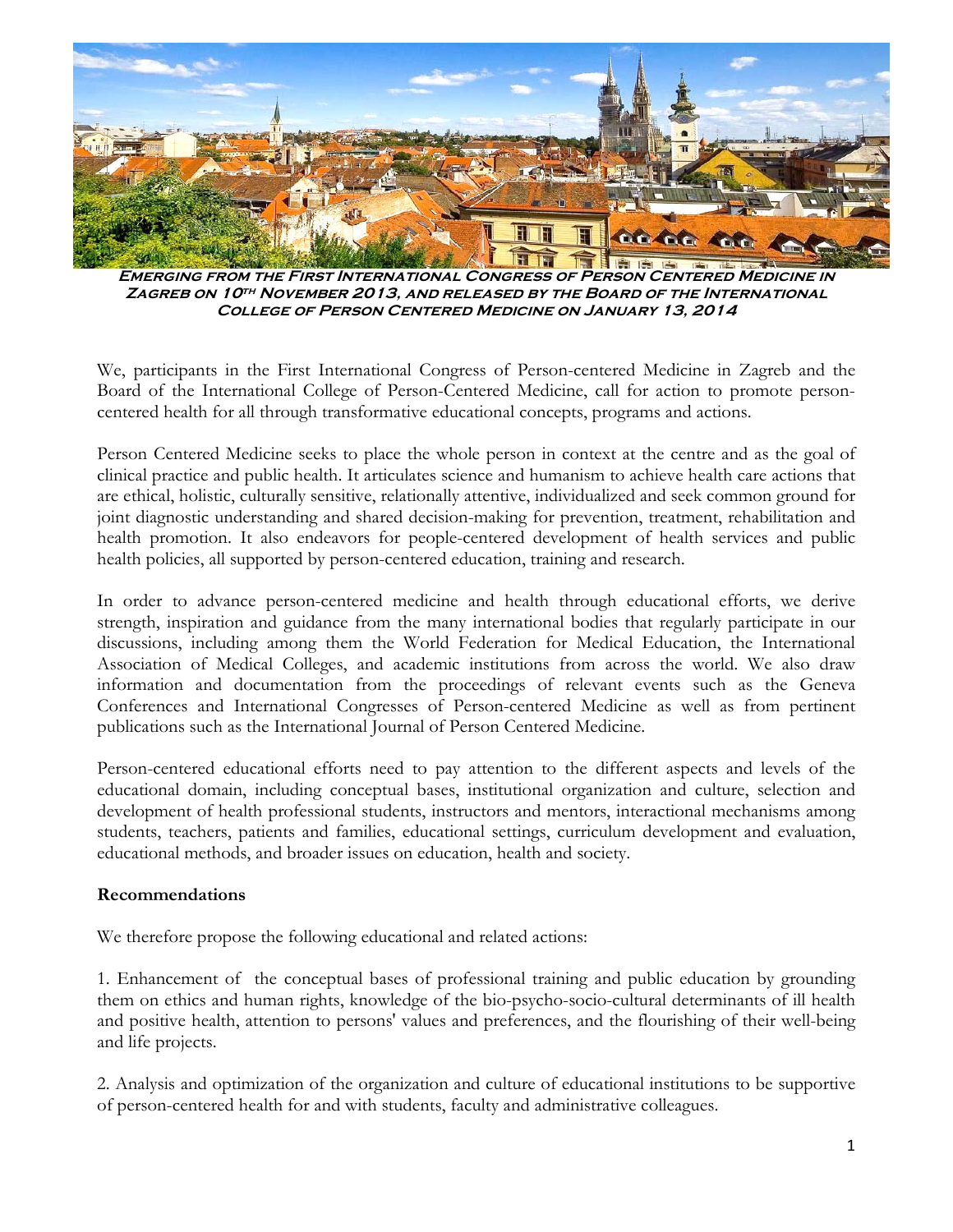**EMERGING FROM THE FIRST INTERNATIONAL CONGRESS OF PERSON CENTERED MEDICINE IN ZAGREB ON 10TH NOVEMBER 2013, AND RELEASED BY THE BOARD OF THE INTERNATIONAL COLLEGE OF PERSON CENTERED MEDICINE ON JANUARY 13, 2014**

We, participants in the First International Congress of Person-centered Medicine in Zagreb and the Board of the International College of Person-Centered Medicine, call for action to promote person-centered health for all through transformative educational concepts, programs and actions.

Person Centered Medicine seeks to place the whole person in context at the centre and as the goal of clinical practice and public health. It articulates science and humanism to achieve health care actions that are ethical, holistic, culturally sensitive, relationally attentive, individualized and seek common ground for joint diagnostic understanding and shared decision-making for prevention, treatment, rehabilitation and health promotion. It also endeavors for people-centered development of health services and public health policies, all supported by person-centered education, training and research.

In order to advance person-centered medicine and health through educational efforts, we derive strength, inspiration and guidance from the many international bodies that regularly participate in our discussions, including among them the World Federation for Medical Education, the International Association of Medical Colleges, and academic institutions from across the world. We also draw information and documentation from the proceedings of relevant events such as the Geneva Conferences and International Congresses of Person-centered Medicine as well as from pertinent publications such as the International Journal of Person Centered Medicine.

Person-centered educational efforts need to pay attention to the different aspects and levels of the educational domain, including conceptual bases, institutional organization and culture, selection and development of health professional students, instructors and mentors, interactional mechanisms among students, teachers, patients and families, educational settings, curriculum development and evaluation, educational methods, and broader issues on education, health and society.

**Recommendations**

We therefore propose the following educational and related actions:

1. Enhancement of the conceptual bases of professional training and public education by grounding them on ethics and human rights, knowledge of the bio-psycho-socio-cultural determinants of ill health and positive health, attention to persons' values and preferences, and the flourishing of their well-being and life projects.

2. Analysis and optimization of the organization and culture of educational institutions to be supportive of person-centered health for and with students, faculty and administrative colleagues.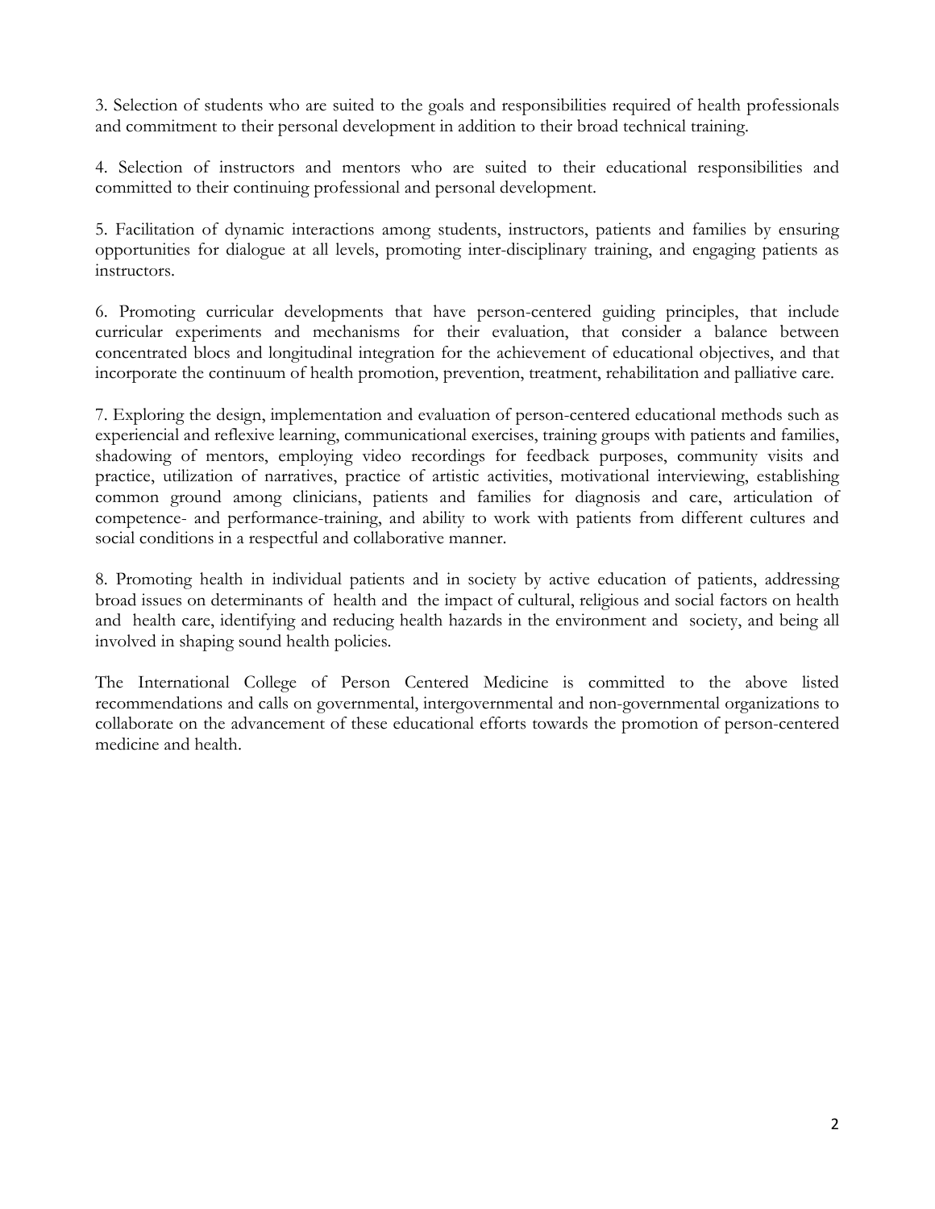3. Selection of students who are suited to the goals and responsibilities required of health professionals and commitment to their personal development in addition to their broad technical training.

4. Selection of instructors and mentors who are suited to their educational responsibilities and committed to their continuing professional and personal development.

5. Facilitation of dynamic interactions among students, instructors, patients and families by ensuring opportunities for dialogue at all levels, promoting inter-disciplinary training, and engaging patients as instructors.

6. Promoting curricular developments that have person-centered guiding principles, that include curricular experiments and mechanisms for their evaluation, that consider a balance between concentrated blocs and longitudinal integration for the achievement of educational objectives, and that incorporate the continuum of health promotion, prevention, treatment, rehabilitation and palliative care.

7. Exploring the design, implementation and evaluation of person-centered educational methods such as experiencial and reflexive learning, communicational exercises, training groups with patients and families, shadowing of mentors, employing video recordings for feedback purposes, community visits and practice, utilization of narratives, practice of artistic activities, motivational interviewing, establishing common ground among clinicians, patients and families for diagnosis and care, articulation of competence- and performance-training, and ability to work with patients from different cultures and social conditions in a respectful and collaborative manner.

8. Promoting health in individual patients and in society by active education of patients, addressing broad issues on determinants of health and the impact of cultural, religious and social factors on health and health care, identifying and reducing health hazards in the environment and society, and being all involved in shaping sound health policies.

The International College of Person Centered Medicine is committed to the above listed recommendations and calls on governmental, intergovernmental and non-governmental organizations to collaborate on the advancement of these educational efforts towards the promotion of person-centered medicine and health.